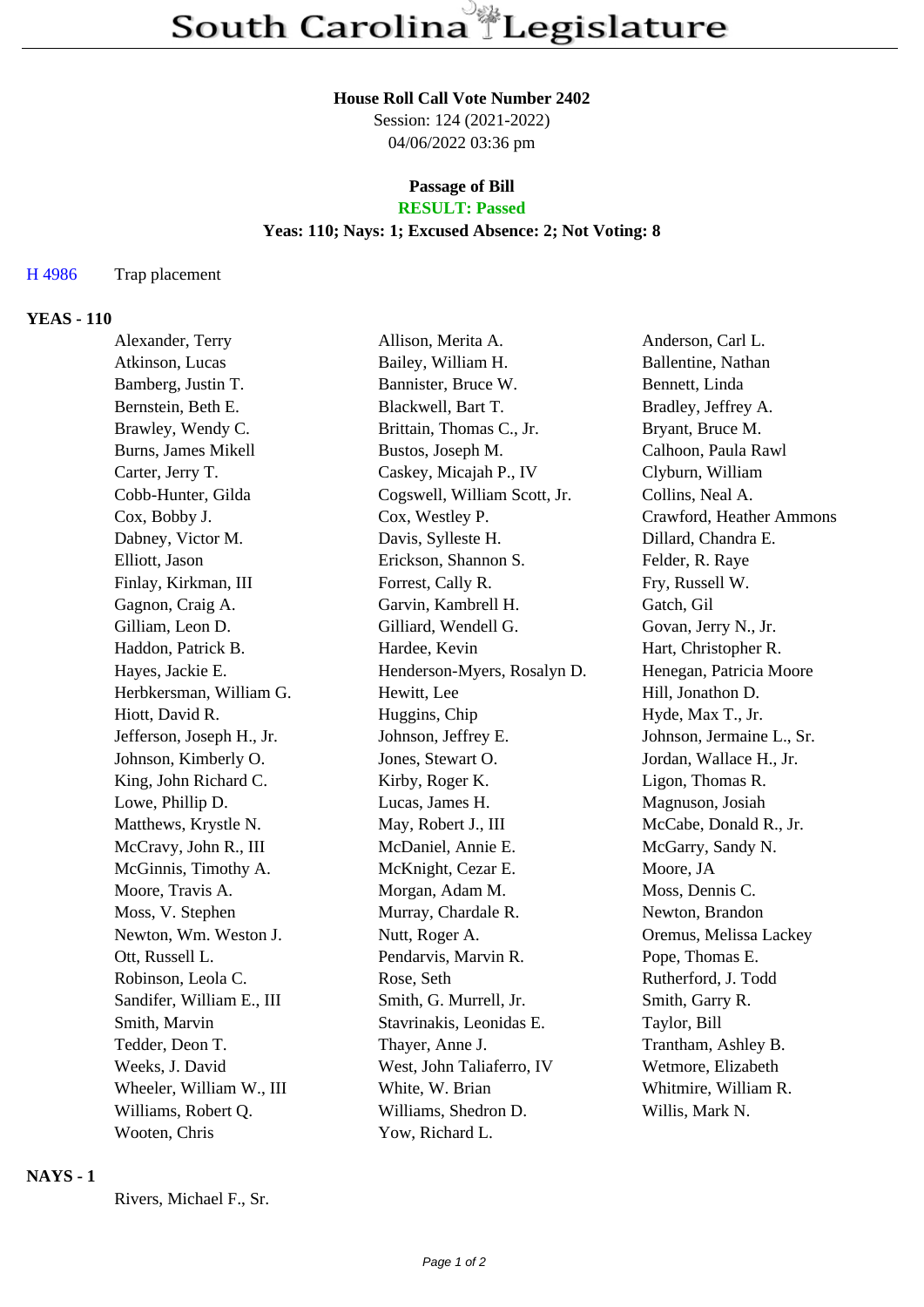# South Carolina Legislature

**House Roll Call Vote Number 2402**
Session: 124 (2021-2022)
04/06/2022 03:36 pm

**Passage of Bill**
**RESULT: Passed**
**Yeas: 110; Nays: 1; Excused Absence: 2; Not Voting: 8**

H 4986 Trap placement

## YEAS - 110

| | | |
|---|---|---|
| Alexander, Terry | Allison, Merita A. | Anderson, Carl L. |
| Atkinson, Lucas | Bailey, William H. | Ballentine, Nathan |
| Bamberg, Justin T. | Bannister, Bruce W. | Bennett, Linda |
| Bernstein, Beth E. | Blackwell, Bart T. | Bradley, Jeffrey A. |
| Brawley, Wendy C. | Brittain, Thomas C., Jr. | Bryant, Bruce M. |
| Burns, James Mikell | Bustos, Joseph M. | Calhoon, Paula Rawl |
| Carter, Jerry T. | Caskey, Micajah P., IV | Clyburn, William |
| Cobb-Hunter, Gilda | Cogswell, William Scott, Jr. | Collins, Neal A. |
| Cox, Bobby J. | Cox, Westley P. | Crawford, Heather Ammons |
| Dabney, Victor M. | Davis, Sylleste H. | Dillard, Chandra E. |
| Elliott, Jason | Erickson, Shannon S. | Felder, R. Raye |
| Finlay, Kirkman, III | Forrest, Cally R. | Fry, Russell W. |
| Gagnon, Craig A. | Garvin, Kambrell H. | Gatch, Gil |
| Gilliam, Leon D. | Gilliard, Wendell G. | Govan, Jerry N., Jr. |
| Haddon, Patrick B. | Hardee, Kevin | Hart, Christopher R. |
| Hayes, Jackie E. | Henderson-Myers, Rosalyn D. | Henegan, Patricia Moore |
| Herbkersman, William G. | Hewitt, Lee | Hill, Jonathon D. |
| Hiott, David R. | Huggins, Chip | Hyde, Max T., Jr. |
| Jefferson, Joseph H., Jr. | Johnson, Jeffrey E. | Johnson, Jermaine L., Sr. |
| Johnson, Kimberly O. | Jones, Stewart O. | Jordan, Wallace H., Jr. |
| King, John Richard C. | Kirby, Roger K. | Ligon, Thomas R. |
| Lowe, Phillip D. | Lucas, James H. | Magnuson, Josiah |
| Matthews, Krystle N. | May, Robert J., III | McCabe, Donald R., Jr. |
| McCravy, John R., III | McDaniel, Annie E. | McGarry, Sandy N. |
| McGinnis, Timothy A. | McKnight, Cezar E. | Moore, JA |
| Moore, Travis A. | Morgan, Adam M. | Moss, Dennis C. |
| Moss, V. Stephen | Murray, Chardale R. | Newton, Brandon |
| Newton, Wm. Weston J. | Nutt, Roger A. | Oremus, Melissa Lackey |
| Ott, Russell L. | Pendarvis, Marvin R. | Pope, Thomas E. |
| Robinson, Leola C. | Rose, Seth | Rutherford, J. Todd |
| Sandifer, William E., III | Smith, G. Murrell, Jr. | Smith, Garry R. |
| Smith, Marvin | Stavrinakis, Leonidas E. | Taylor, Bill |
| Tedder, Deon T. | Thayer, Anne J. | Trantham, Ashley B. |
| Weeks, J. David | West, John Taliaferro, IV | Wetmore, Elizabeth |
| Wheeler, William W., III | White, W. Brian | Whitmire, William R. |
| Williams, Robert Q. | Williams, Shedron D. | Willis, Mark N. |
| Wooten, Chris | Yow, Richard L. | |

## NAYS - 1

Rivers, Michael F., Sr.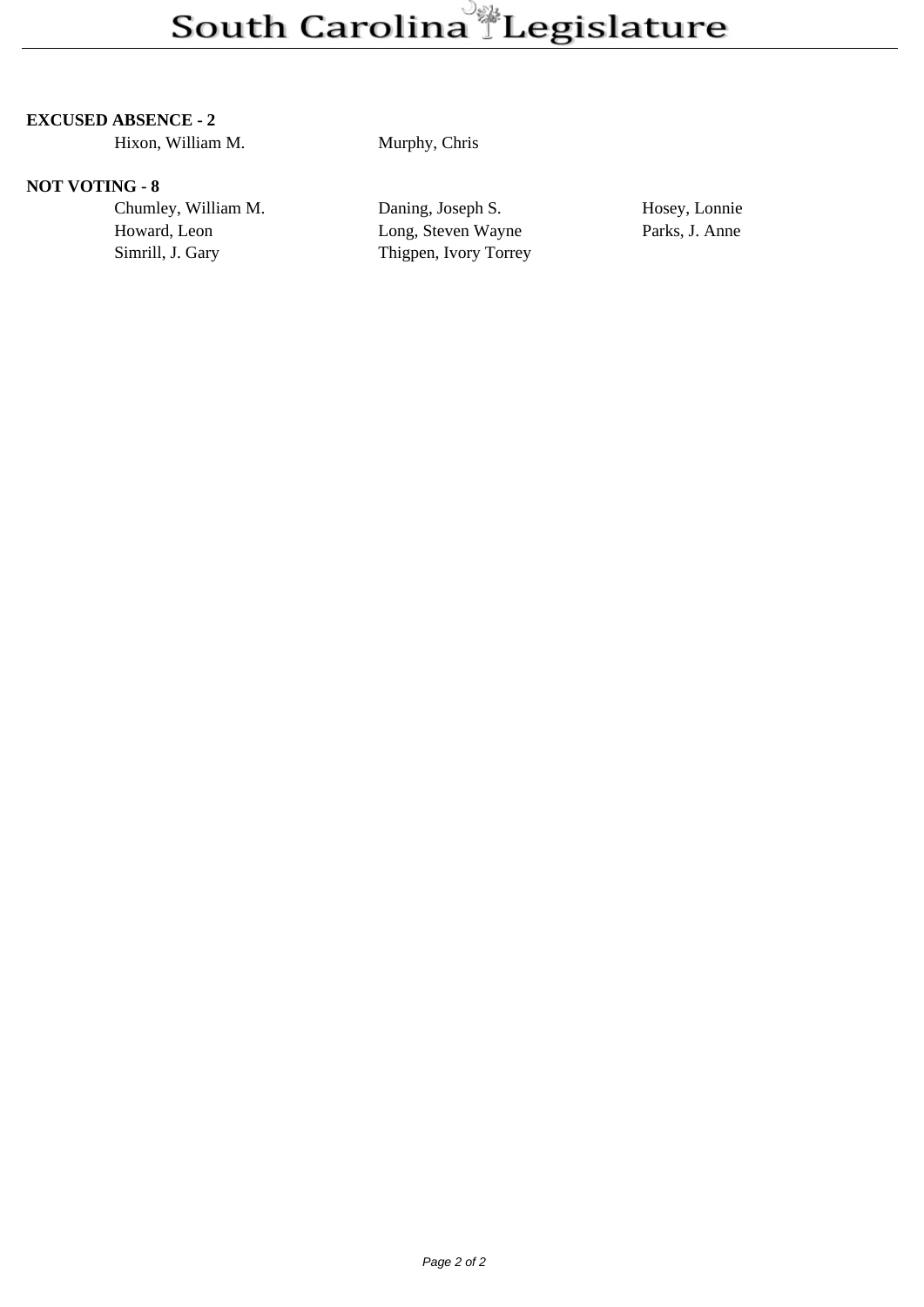**EXCUSED ABSENCE - 2**

| | |
|---|---|
| Hixon, William M. | Murphy, Chris |

**NOT VOTING - 8**

| | | |
|---|---|---|
| Chumley, William M. | Daning, Joseph S. | Hosey, Lonnie |
| Howard, Leon | Long, Steven Wayne | Parks, J. Anne |
| Simrill, J. Gary | Thigpen, Ivory Torrey | |